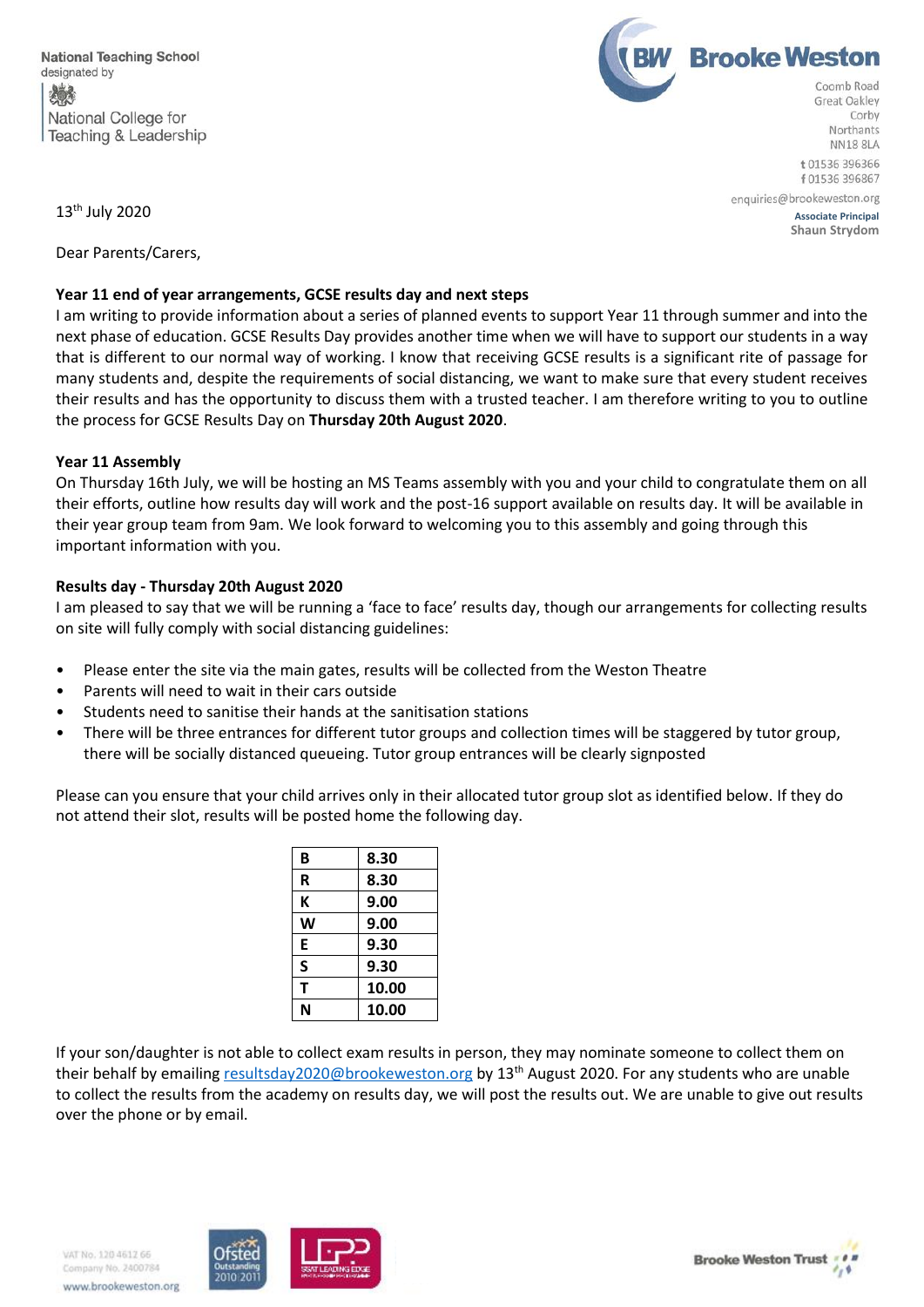National Teaching School
designated by

National College for Teaching & Leadership

**Brooke Weston**

Coomb Road
Great Oakley
Corby
Northants
NN18 8LA

t 01536 396366
f 01536 396867
enquiries@brookeweston.org

**Associate Principal**
**Shaun Strydom**

13th July 2020

Dear Parents/Carers,

**Year 11 end of year arrangements, GCSE results day and next steps**

I am writing to provide information about a series of planned events to support Year 11 through summer and into the next phase of education. GCSE Results Day provides another time when we will have to support our students in a way that is different to our normal way of working. I know that receiving GCSE results is a significant rite of passage for many students and, despite the requirements of social distancing, we want to make sure that every student receives their results and has the opportunity to discuss them with a trusted teacher. I am therefore writing to you to outline the process for GCSE Results Day on **Thursday 20th August 2020**.

**Year 11 Assembly**

On Thursday 16th July, we will be hosting an MS Teams assembly with you and your child to congratulate them on all their efforts, outline how results day will work and the post-16 support available on results day. It will be available in their year group team from 9am. We look forward to welcoming you to this assembly and going through this important information with you.

**Results day - Thursday 20th August 2020**

I am pleased to say that we will be running a 'face to face' results day, though our arrangements for collecting results on site will fully comply with social distancing guidelines:

- Please enter the site via the main gates, results will be collected from the Weston Theatre
- Parents will need to wait in their cars outside
- Students need to sanitise their hands at the sanitisation stations
- There will be three entrances for different tutor groups and collection times will be staggered by tutor group, there will be socially distanced queueing. Tutor group entrances will be clearly signposted

Please can you ensure that your child arrives only in their allocated tutor group slot as identified below. If they do not attend their slot, results will be posted home the following day.

| | |
|---|---|
| **B** | **8.30** |
| **R** | **8.30** |
| **K** | **9.00** |
| **W** | **9.00** |
| **E** | **9.30** |
| **S** | **9.30** |
| **T** | **10.00** |
| **N** | **10.00** |

If your son/daughter is not able to collect exam results in person, they may nominate someone to collect them on their behalf by emailing resultsday2020@brookeweston.org by 13th August 2020. For any students who are unable to collect the results from the academy on results day, we will post the results out. We are unable to give out results over the phone or by email.

VAT No. 120 4612 66
Company No. 2400784
www.brookeweston.org

Brooke Weston Trust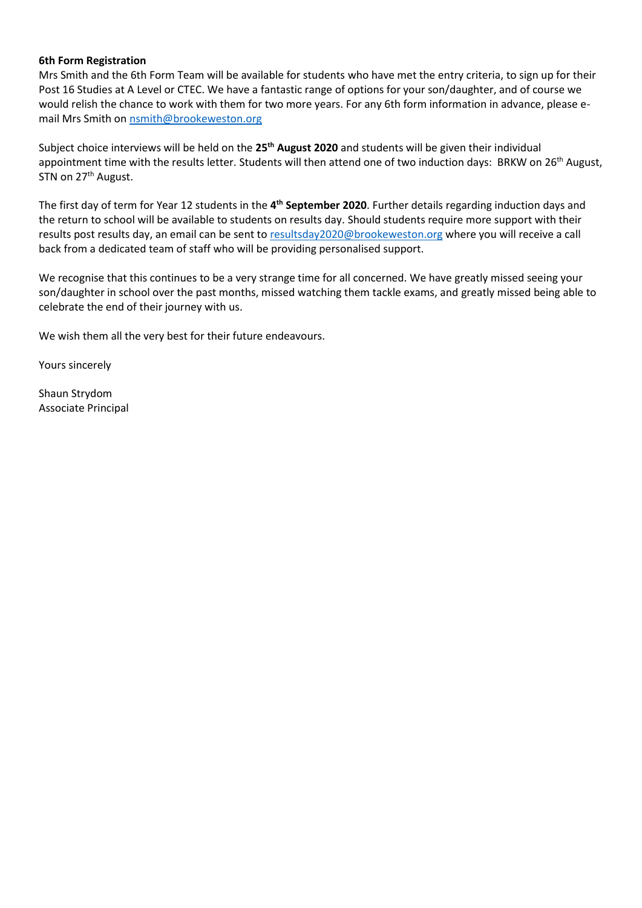**6th Form Registration**

Mrs Smith and the 6th Form Team will be available for students who have met the entry criteria, to sign up for their Post 16 Studies at A Level or CTEC. We have a fantastic range of options for your son/daughter, and of course we would relish the chance to work with them for two more years. For any 6th form information in advance, please e-mail Mrs Smith on nsmith@brookeweston.org

Subject choice interviews will be held on the **25th August 2020** and students will be given their individual appointment time with the results letter. Students will then attend one of two induction days: BRKW on 26th August, STN on 27th August.

The first day of term for Year 12 students in the **4th September 2020**. Further details regarding induction days and the return to school will be available to students on results day. Should students require more support with their results post results day, an email can be sent to resultsday2020@brookeweston.org where you will receive a call back from a dedicated team of staff who will be providing personalised support.

We recognise that this continues to be a very strange time for all concerned. We have greatly missed seeing your son/daughter in school over the past months, missed watching them tackle exams, and greatly missed being able to celebrate the end of their journey with us.

We wish them all the very best for their future endeavours.

Yours sincerely

Shaun Strydom
Associate Principal